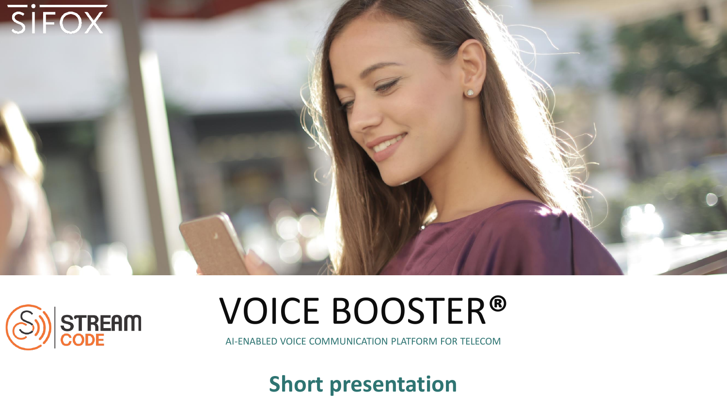SIFOX

STREAM CODE

# VOICE BOOSTER®

AI-ENABLED VOICE COMMUNICATION PLATFORM FOR TELECOM

## Short presentation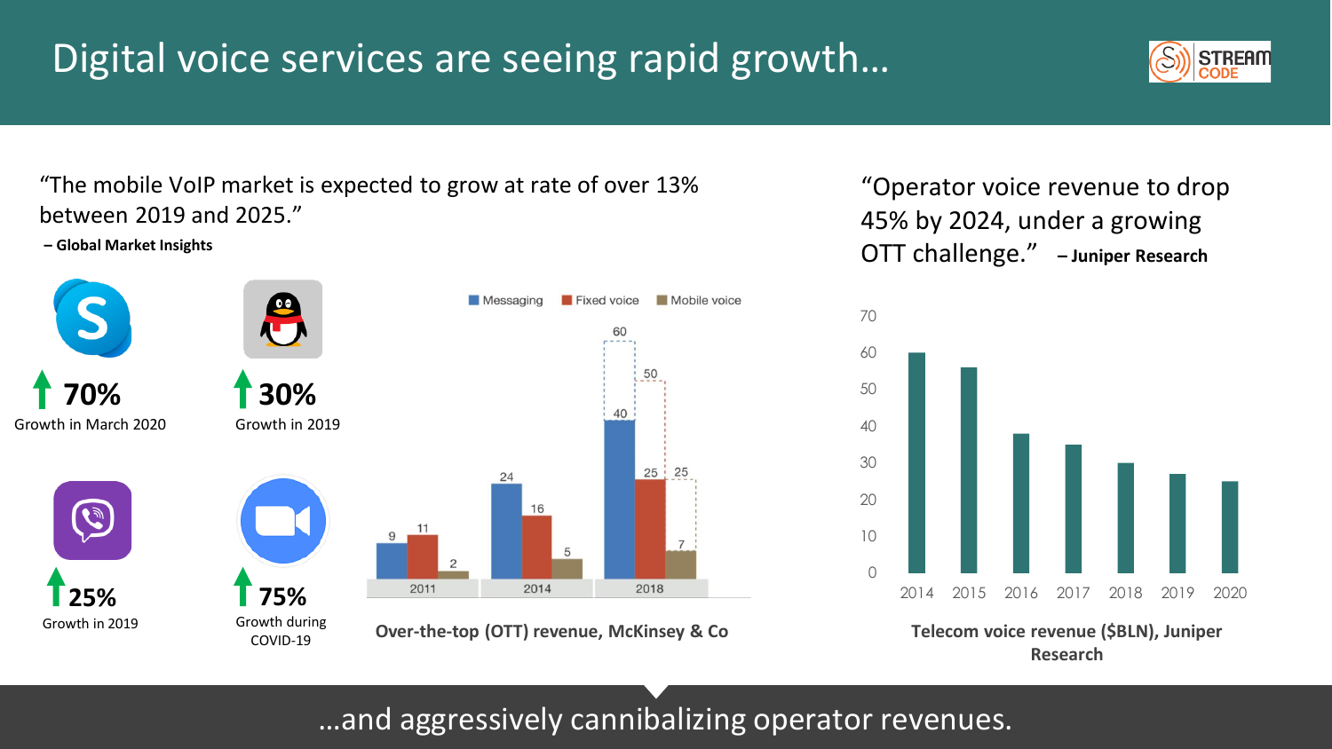# Digital voice services are seeing rapid growth…

"The mobile VoIP market is expected to grow at rate of over 13% between 2019 and 2025."

**– Global Market Insights**

**70%**
Growth in March 2020

**30%**
Growth in 2019

**25%**
Growth in 2019

**75%**
Growth during COVID-19

Messaging
Fixed voice
Mobile voice

9
11
2
2011

24
16
5
2014

60
50
40
25
25
7
2018

**Over-the-top (OTT) revenue, McKinsey & Co**

"Operator voice revenue to drop 45% by 2024, under a growing OTT challenge." **– Juniper Research**

70
60
50
40
30
20
10
0

2014
2015
2016
2017
2018
2019
2020

**Telecom voice revenue ($BLN), Juniper Research**

…and aggressively cannibalizing operator revenues.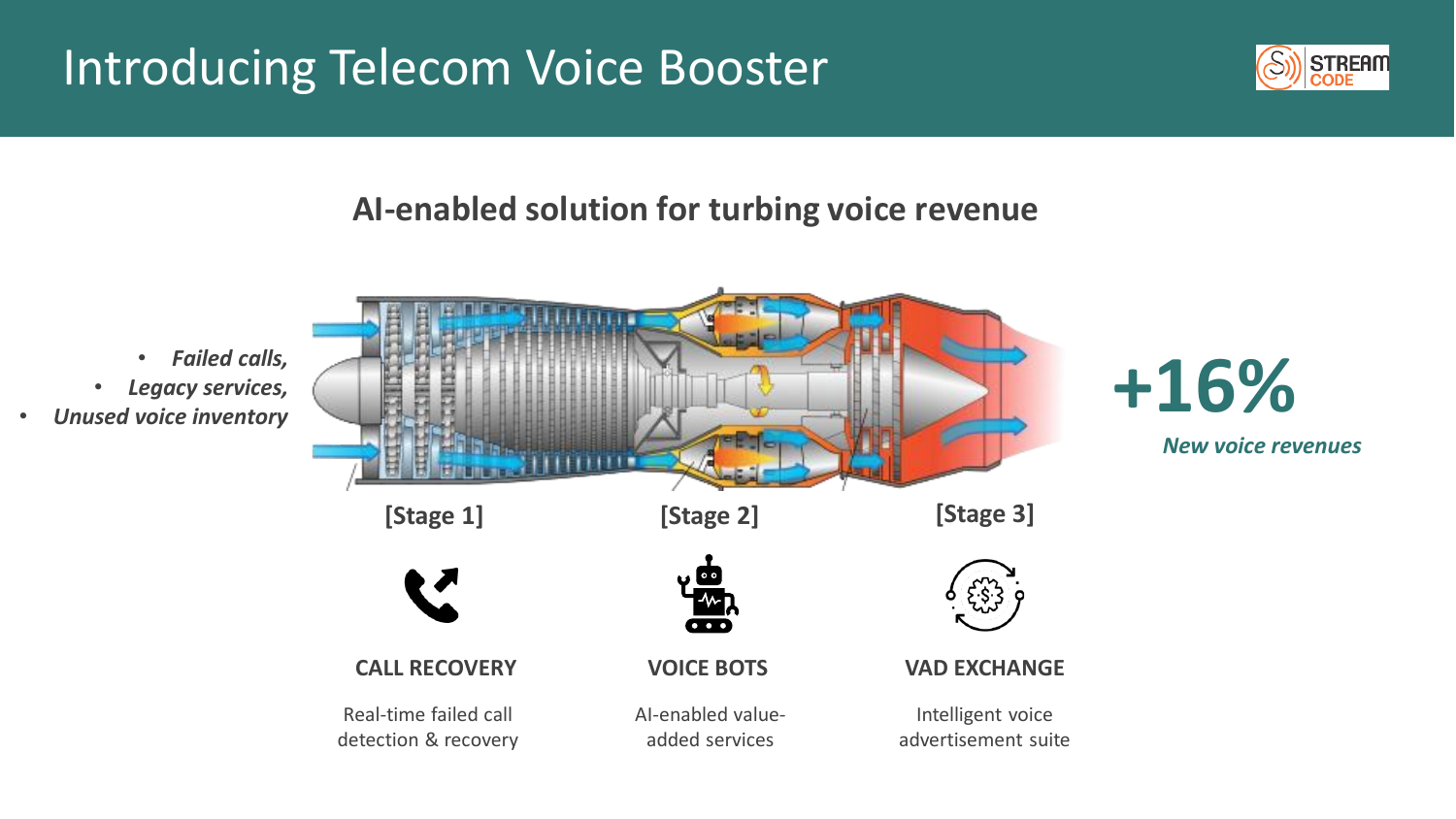# Introducing Telecom Voice Booster

## AI-enabled solution for turbing voice revenue

- *Failed calls,*
- *Legacy services,*
- *Unused voice inventory*

**+16%**

*New voice revenues*

**[Stage 1]**

**CALL RECOVERY**

Real-time failed call detection & recovery

**[Stage 2]**

**VOICE BOTS**

AI-enabled value-added services

**[Stage 3]**

**VAD EXCHANGE**

Intelligent voice advertisement suite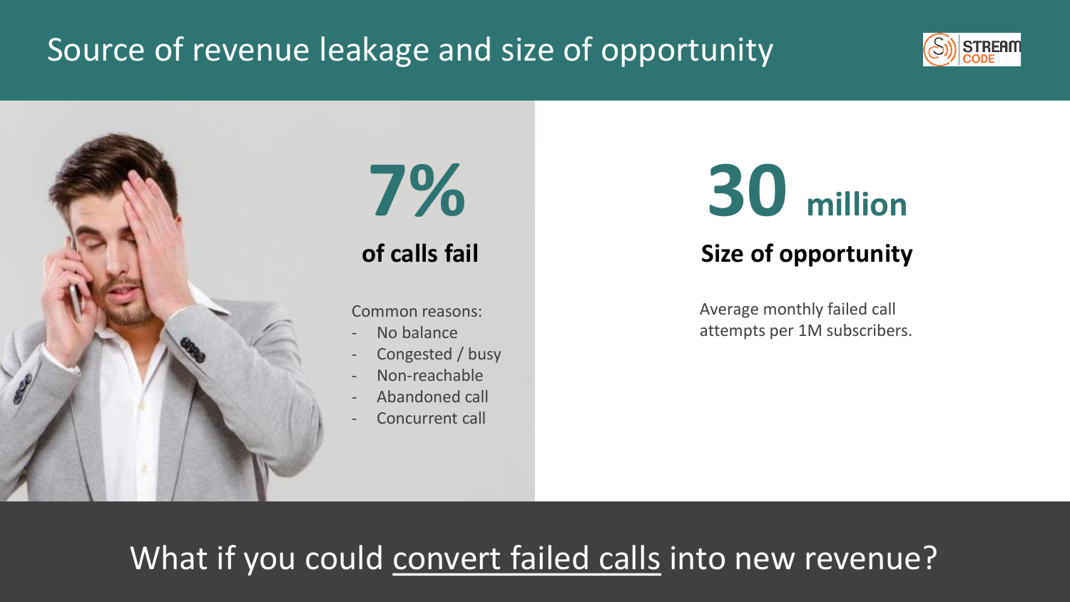# Source of revenue leakage and size of opportunity

## 7%

### of calls fail

Common reasons:

- No balance
- Congested / busy
- Non-reachable
- Abandoned call
- Concurrent call

## 30 million

### Size of opportunity

Average monthly failed call attempts per 1M subscribers.

What if you could <u>convert failed calls</u> into new revenue?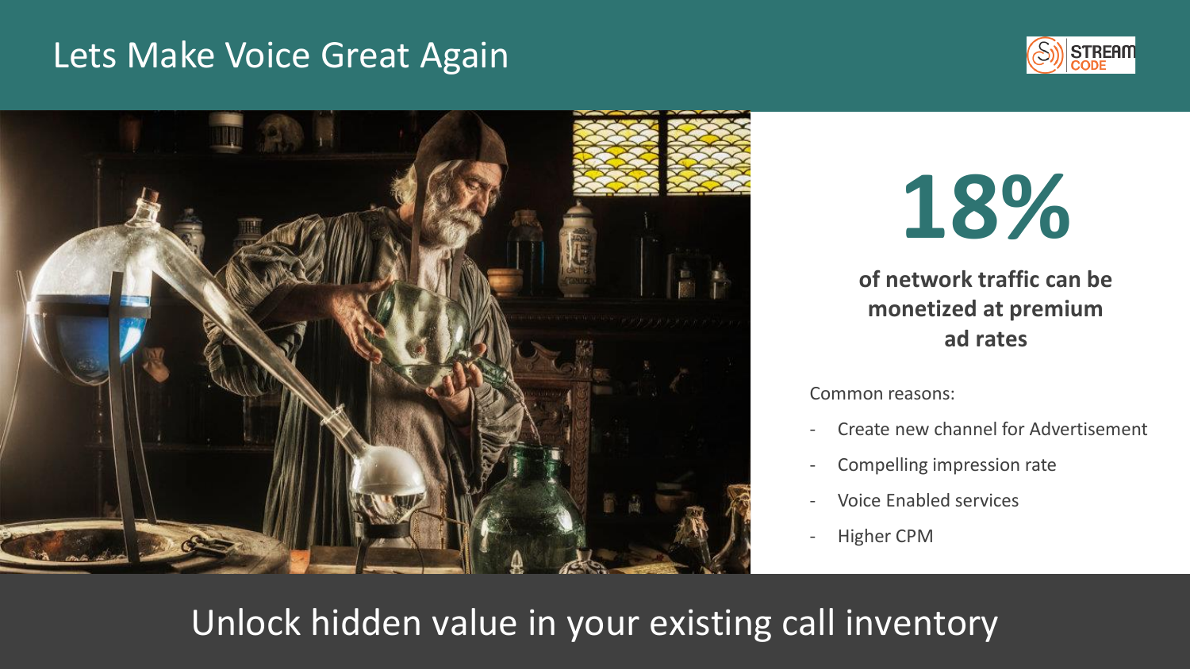# Lets Make Voice Great Again

STREAM CODE

# 18%

**of network traffic can be monetized at premium ad rates**

Common reasons:

- Create new channel for Advertisement
- Compelling impression rate
- Voice Enabled services
- Higher CPM

## Unlock hidden value in your existing call inventory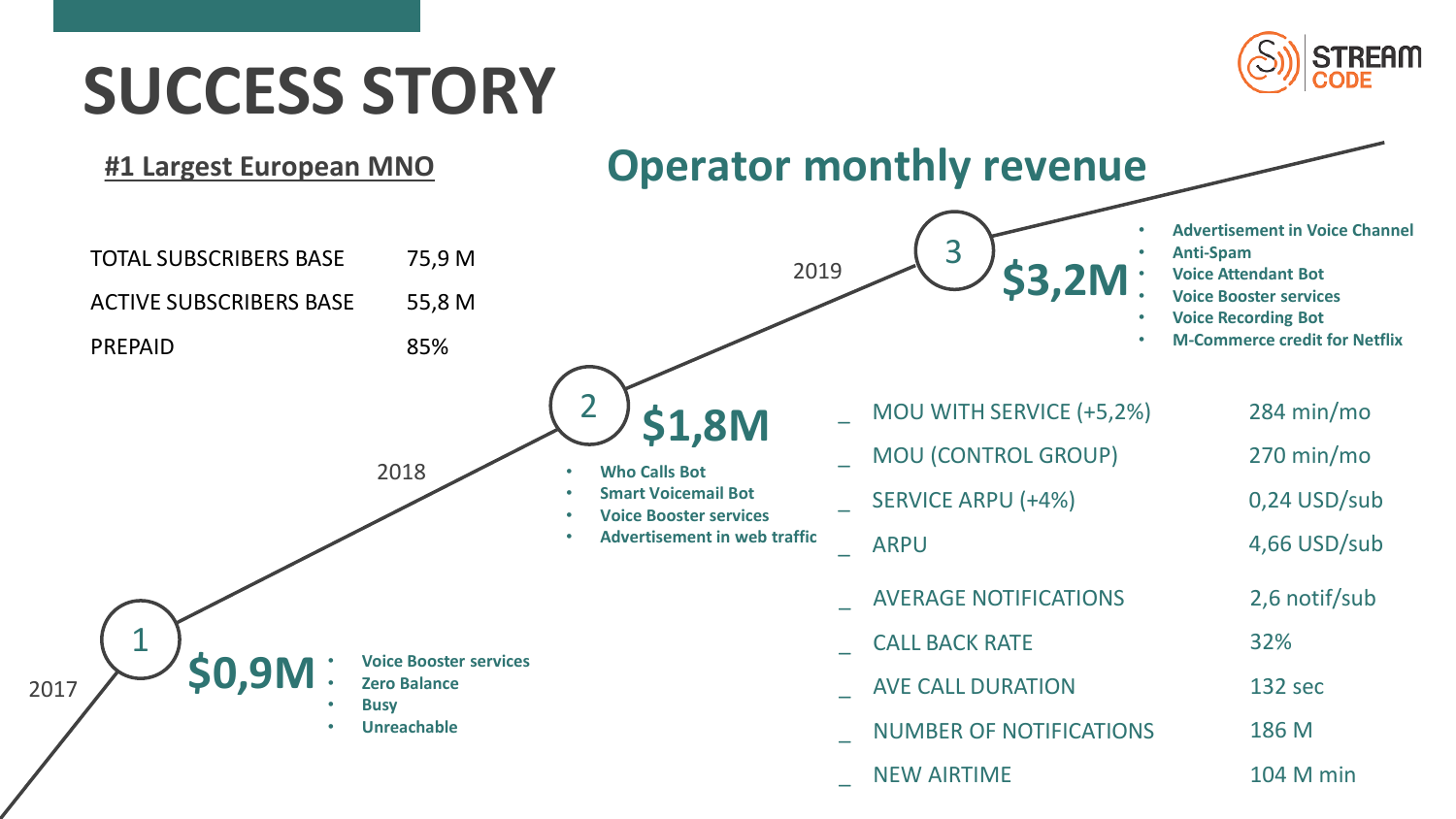# SUCCESS STORY

STREAM CODE

## #1 Largest European MNO

| | |
|---|---|
| TOTAL SUBSCRIBERS BASE | 75,9 M |
| ACTIVE SUBSCRIBERS BASE | 55,8 M |
| PREPAID | 85% |

## Operator monthly revenue

2017

1

**$0,9M**

- Voice Booster services
- Zero Balance
- Busy
- Unreachable

2018

2

**$1,8M**

- Who Calls Bot
- Smart Voicemail Bot
- Voice Booster services
- Advertisement in web traffic

2019

3

**$3,2M**

- Advertisement in Voice Channel
- Anti-Spam
- Voice Attendant Bot
- Voice Booster services
- Voice Recording Bot
- M-Commerce credit for Netflix

| | |
|---|---|
| MOU WITH SERVICE (+5,2%) | 284 min/mo |
| MOU (CONTROL GROUP) | 270 min/mo |
| SERVICE ARPU (+4%) | 0,24 USD/sub |
| ARPU | 4,66 USD/sub |
| AVERAGE NOTIFICATIONS | 2,6 notif/sub |
| CALL BACK RATE | 32% |
| AVE CALL DURATION | 132 sec |
| NUMBER OF NOTIFICATIONS | 186 M |
| NEW AIRTIME | 104 M min |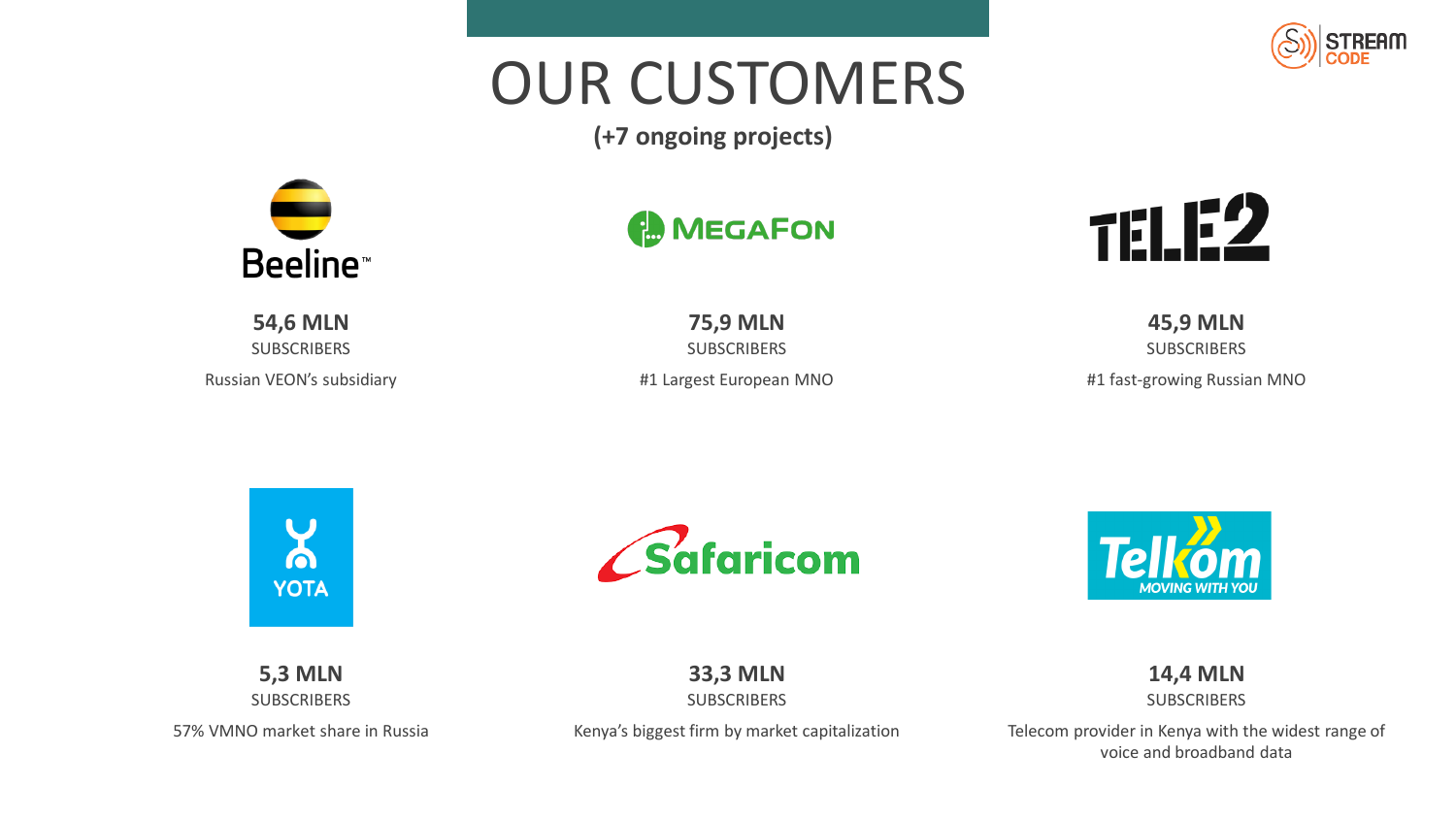# OUR CUSTOMERS

**(+7 ongoing projects)**

**Beeline**

**54,6 MLN**
SUBSCRIBERS

Russian VEON's subsidiary

**MegaFon**

**75,9 MLN**
SUBSCRIBERS

#1 Largest European MNO

**TELE2**

**45,9 MLN**
SUBSCRIBERS

#1 fast-growing Russian MNO

**YOTA**

**5,3 MLN**
SUBSCRIBERS

57% VMNO market share in Russia

**Safaricom**

**33,3 MLN**
SUBSCRIBERS

Kenya's biggest firm by market capitalization

**Telkom** – MOVING WITH YOU

**14,4 MLN**
SUBSCRIBERS

Telecom provider in Kenya with the widest range of voice and broadband data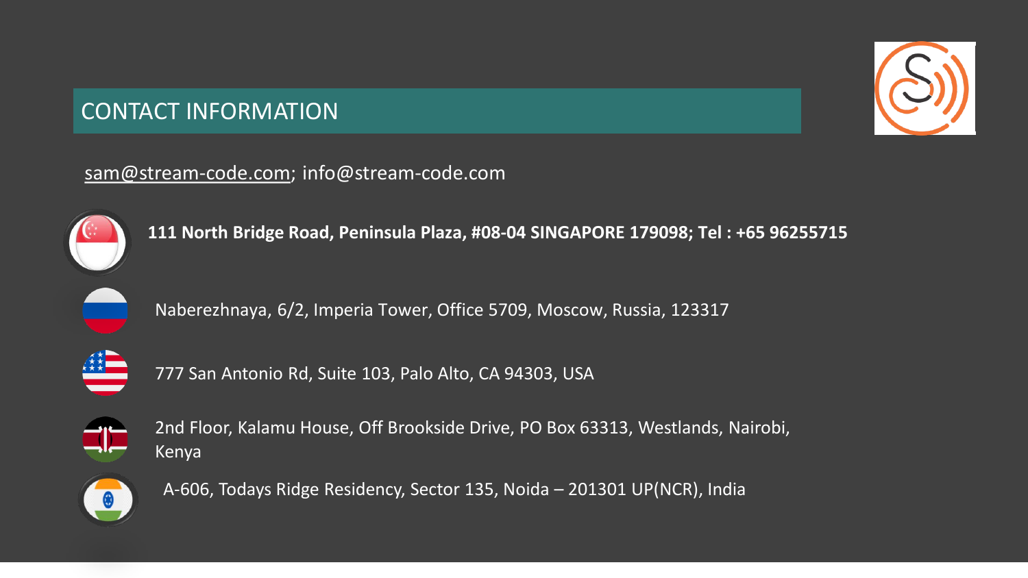## CONTACT INFORMATION

sam@stream-code.com; info@stream-code.com

**111 North Bridge Road, Peninsula Plaza, #08-04 SINGAPORE 179098; Tel : +65 96255715**

Naberezhnaya, 6/2, Imperia Tower, Office 5709, Moscow, Russia, 123317

777 San Antonio Rd, Suite 103, Palo Alto, CA 94303, USA

2nd Floor, Kalamu House, Off Brookside Drive, PO Box 63313, Westlands, Nairobi, Kenya

A-606, Todays Ridge Residency, Sector 135, Noida – 201301 UP(NCR), India